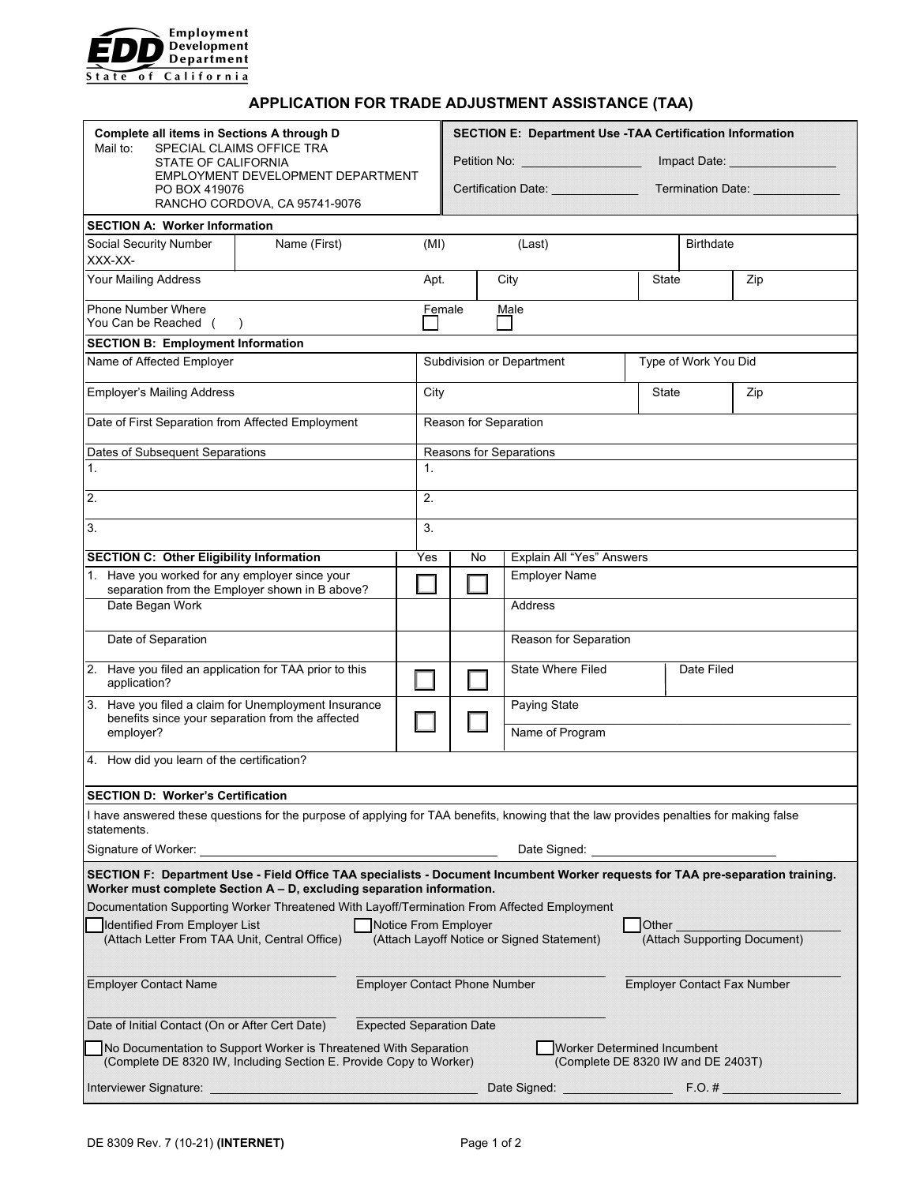Employment Development Department
State of California

# APPLICATION FOR TRADE ADJUSTMENT ASSISTANCE (TAA)

**Complete all items in Sections A through D**

Mail to: SPECIAL CLAIMS OFFICE TRA
STATE OF CALIFORNIA
EMPLOYMENT DEVELOPMENT DEPARTMENT
PO BOX 419076
RANCHO CORDOVA, CA 95741-9076

**SECTION E: Department Use -TAA Certification Information**

Petition No: ____________ Impact Date: ____________

Certification Date: ____________ Termination Date: ____________

## SECTION A: Worker Information

| Social Security Number XXX-XX- | Name (First) | (MI) | (Last) | Birthdate |
|---|---|---|---|---|
| | | | | |

| Your Mailing Address | Apt. | City | State | Zip |
|---|---|---|---|---|
| | | | | |

Phone Number Where You Can be Reached ( )

☐ Female ☐ Male

## SECTION B: Employment Information

| Name of Affected Employer | Subdivision or Department | Type of Work You Did |
|---|---|---|
| | | |

| Employer's Mailing Address | City | State | Zip |
|---|---|---|---|
| | | | |

| Date of First Separation from Affected Employment | Reason for Separation |
|---|---|
| | |

| Dates of Subsequent Separations | Reasons for Separations |
|---|---|
| 1. | 1. |
| 2. | 2. |
| 3. | 3. |

## SECTION C: Other Eligibility Information

| | Yes | No | Explain All "Yes" Answers | |
|---|---|---|---|---|
| 1. Have you worked for any employer since your separation from the Employer shown in B above? | ☐ | ☐ | Employer Name | |
| Date Began Work | | | Address | |
| Date of Separation | | | Reason for Separation | |
| 2. Have you filed an application for TAA prior to this application? | ☐ | ☐ | State Where Filed | Date Filed |
| 3. Have you filed a claim for Unemployment Insurance benefits since your separation from the affected employer? | ☐ | ☐ | Paying State / Name of Program | |

4. How did you learn of the certification?

## SECTION D: Worker's Certification

I have answered these questions for the purpose of applying for TAA benefits, knowing that the law provides penalties for making false statements.

Signature of Worker: ____________________ Date Signed: ____________

## SECTION F: Department Use - Field Office TAA specialists - Document Incumbent Worker requests for TAA pre-separation training. Worker must complete Section A – D, excluding separation information.

Documentation Supporting Worker Threatened With Layoff/Termination From Affected Employment

☐ Identified From Employer List (Attach Letter From TAA Unit, Central Office)
☐ Notice From Employer (Attach Layoff Notice or Signed Statement)
☐ Other ____________ (Attach Supporting Document)

Employer Contact Name ____________ Employer Contact Phone Number ____________ Employer Contact Fax Number ____________

Date of Initial Contact (On or After Cert Date) ____________ Expected Separation Date ____________

☐ No Documentation to Support Worker is Threatened With Separation (Complete DE 8320 IW, Including Section E. Provide Copy to Worker)

☐ Worker Determined Incumbent (Complete DE 8320 IW and DE 2403T)

Interviewer Signature: ____________________ Date Signed: ____________ F.O. # ____________

DE 8309 Rev. 7 (10-21) **(INTERNET)**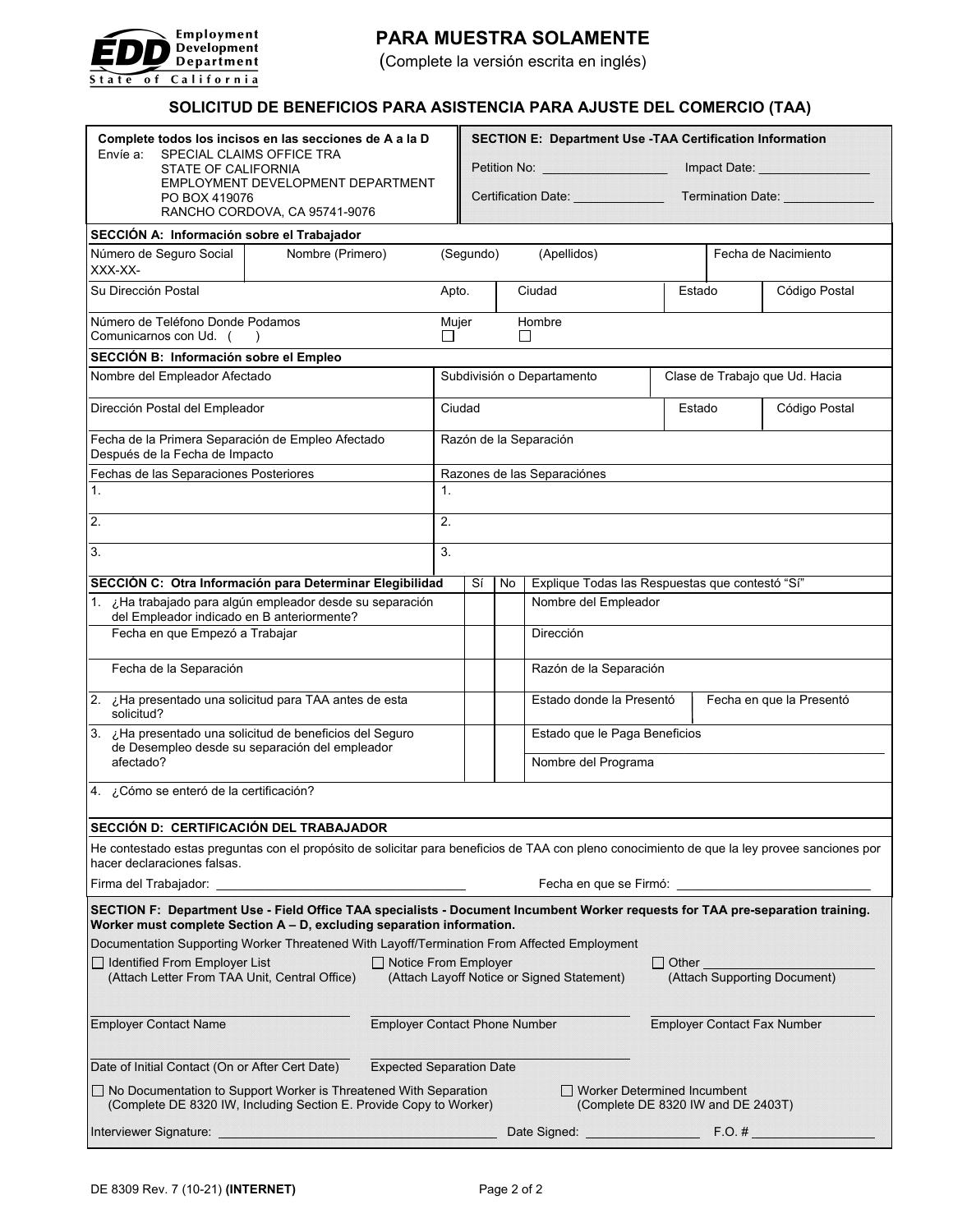EDD Employment Development Department State of California

# PARA MUESTRA SOLAMENTE

(Complete la versión escrita en inglés)

## SOLICITUD DE BENEFICIOS PARA ASISTENCIA PARA AJUSTE DEL COMERCIO (TAA)

**Complete todos los incisos en las secciones de A a la D**

Envíe a: SPECIAL CLAIMS OFFICE TRA
STATE OF CALIFORNIA
EMPLOYMENT DEVELOPMENT DEPARTMENT
PO BOX 419076
RANCHO CORDOVA, CA 95741-9076

**SECTION E: Department Use -TAA Certification Information**

Petition No: ____________ Impact Date: ____________

Certification Date: ____________ Termination Date: ____________

### SECCIÓN A: Información sobre el Trabajador

| | | | | | |
|---|---|---|---|---|---|
| Número de Seguro Social XXX-XX- | Nombre (Primero) | (Segundo) | (Apellidos) | | Fecha de Nacimiento |
| Su Dirección Postal | | Apto. | Ciudad | Estado | Código Postal |
| Número de Teléfono Donde Podamos Comunicarnos con Ud. ( ) | | Mujer ☐ | Hombre ☐ | | |

### SECCIÓN B: Información sobre el Empleo

| | | | | |
|---|---|---|---|---|
| Nombre del Empleador Afectado | Subdivisión o Departamento | | Clase de Trabajo que Ud. Hacia | |
| Dirección Postal del Empleador | Ciudad | | Estado | Código Postal |
| Fecha de la Primera Separación de Empleo Afectado Después de la Fecha de Impacto | Razón de la Separación | | | |
| Fechas de las Separaciones Posteriores | Razones de las Separaciónes | | | |
| 1. | 1. | | | |
| 2. | 2. | | | |
| 3. | 3. | | | |

### SECCIÓN C: Otra Información para Determinar Elegibilidad

| SECCIÓN C: Otra Información para Determinar Elegibilidad | Sí | No | Explique Todas las Respuestas que contestó "Sí" | |
|---|---|---|---|---|
| 1. ¿Ha trabajado para algún empleador desde su separación del Empleador indicado en B anteriormente? | | | Nombre del Empleador | |
| Fecha en que Empezó a Trabajar | | | Dirección | |
| Fecha de la Separación | | | Razón de la Separación | |
| 2. ¿Ha presentado una solicitud para TAA antes de esta solicitud? | | | Estado donde la Presentó | Fecha en que la Presentó |
| 3. ¿Ha presentado una solicitud de beneficios del Seguro de Desempleo desde su separación del empleador afectado? | | | Estado que le Paga Beneficios | |
| | | | Nombre del Programa | |
| 4. ¿Cómo se enteró de la certificación? | | | | |

### SECCIÓN D: CERTIFICACIÓN DEL TRABAJADOR

He contestado estas preguntas con el propósito de solicitar para beneficios de TAA con pleno conocimiento de que la ley provee sanciones por hacer declaraciones falsas.

Firma del Trabajador: ______________________ Fecha en que se Firmó: ______________________

**SECTION F: Department Use - Field Office TAA specialists - Document Incumbent Worker requests for TAA pre-separation training. Worker must complete Section A – D, excluding separation information.**

Documentation Supporting Worker Threatened With Layoff/Termination From Affected Employment

☐ Identified From Employer List (Attach Letter From TAA Unit, Central Office)

☐ Notice From Employer (Attach Layoff Notice or Signed Statement)

☐ Other ____________ (Attach Supporting Document)

Employer Contact Name ____________ Employer Contact Phone Number ____________ Employer Contact Fax Number ____________

Date of Initial Contact (On or After Cert Date) ____________ Expected Separation Date ____________

☐ No Documentation to Support Worker is Threatened With Separation (Complete DE 8320 IW, Including Section E. Provide Copy to Worker)

☐ Worker Determined Incumbent (Complete DE 8320 IW and DE 2403T)

Interviewer Signature: ______________________ Date Signed: ____________ F.O. # ____________

DE 8309 Rev. 7 (10-21) **(INTERNET)**